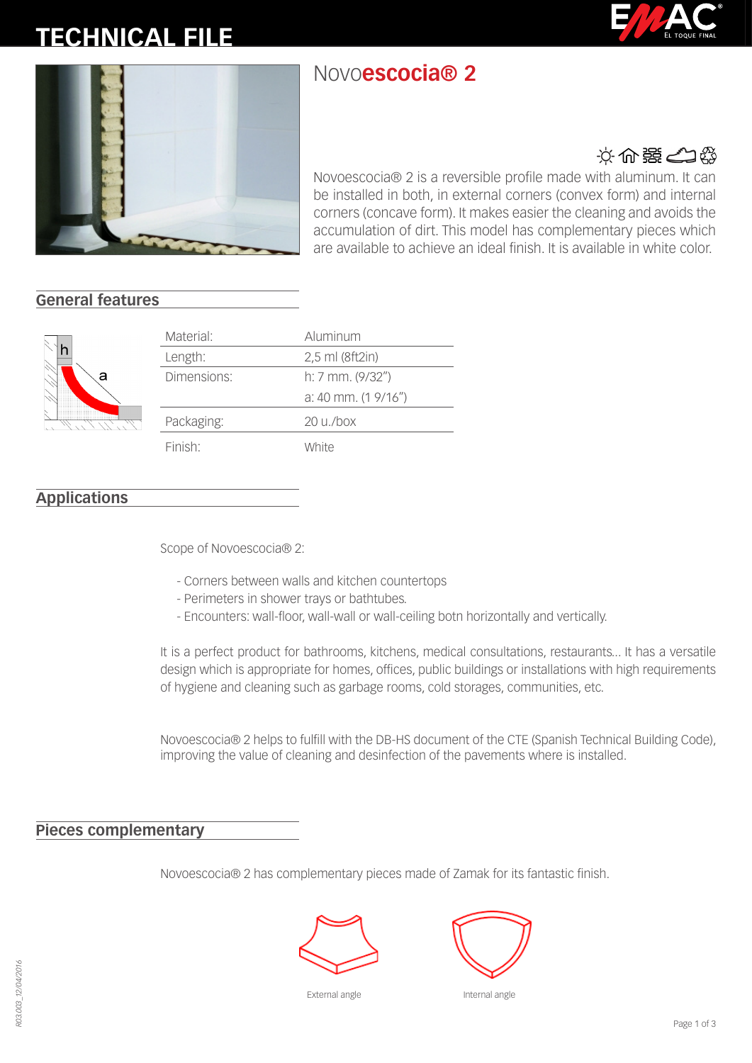# TECHNICAL FILE

## Novo**escocia® 2**

Novoescocia® 2 is a reversible profile made with aluminum. It can be installed in both, in external corners (convex form) and internal corners (concave form). It makes easier the cleaning and avoids the accumulation of dirt. This model has complementary pieces which are available to achieve an ideal finish. It is available in white color.

## General features

| | |
|---|---|
| Material: | Aluminum |
| Length: | 2,5 ml (8ft2in) |
| Dimensions: | h: 7 mm. (9/32") |
| | a: 40 mm. (1 9/16") |
| Packaging: | 20 u./box |
| Finish: | White |

## Applications

Scope of Novoescocia® 2:

- Corners between walls and kitchen countertops
- Perimeters in shower trays or bathtubes.
- Encounters: wall-floor, wall-wall or wall-ceiling botn horizontally and vertically.

It is a perfect product for bathrooms, kitchens, medical consultations, restaurants... It has a versatile design which is appropriate for homes, offices, public buildings or installations with high requirements of hygiene and cleaning such as garbage rooms, cold storages, communities, etc.

Novoescocia® 2 helps to fulfill with the DB-HS document of the CTE (Spanish Technical Building Code), improving the value of cleaning and desinfection of the pavements where is installed.

## Pieces complementary

Novoescocia® 2 has complementary pieces made of Zamak for its fantastic finish.

External angle

Internal angle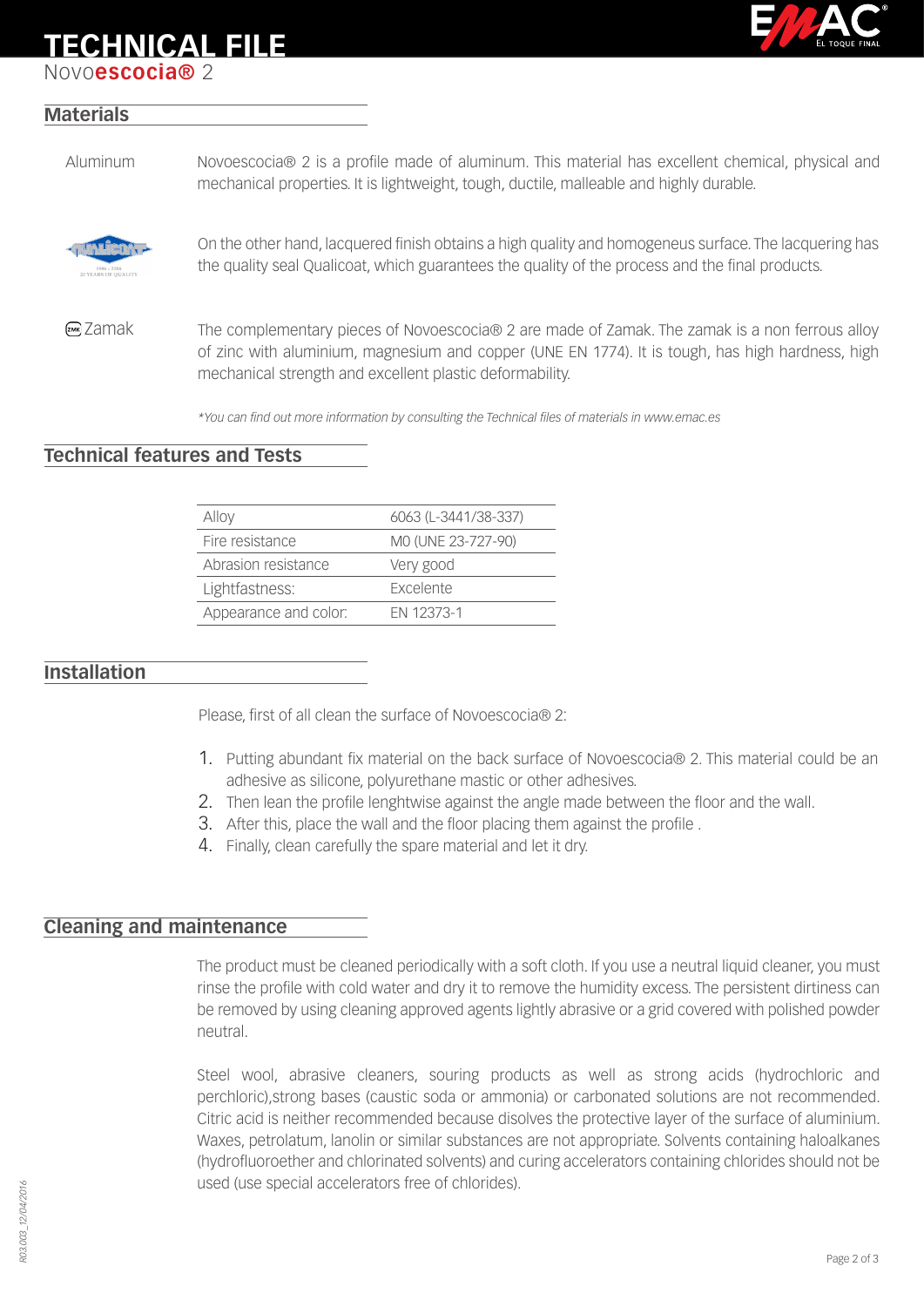# TECHNICAL FILE

Novo**escocia®** 2

## Materials

Aluminum

Novoescocia® 2 is a profile made of aluminum. This material has excellent chemical, physical and mechanical properties. It is lightweight, tough, ductile, malleable and highly durable.

On the other hand, lacquered finish obtains a high quality and homogeneus surface. The lacquering has the quality seal Qualicoat, which guarantees the quality of the process and the final products.

Zamak

The complementary pieces of Novoescocia® 2 are made of Zamak. The zamak is a non ferrous alloy of zinc with aluminium, magnesium and copper (UNE EN 1774). It is tough, has high hardness, high mechanical strength and excellent plastic deformability.

*\*You can find out more information by consulting the Technical files of materials in www.emac.es*

## Technical features and Tests

| Alloy | 6063 (L-3441/38-337) |
|---|---|
| Fire resistance | M0 (UNE 23-727-90) |
| Abrasion resistance | Very good |
| Lightfastness: | Excelente |
| Appearance and color: | EN 12373-1 |

## Installation

Please, first of all clean the surface of Novoescocia® 2:

1. Putting abundant fix material on the back surface of Novoescocia® 2. This material could be an adhesive as silicone, polyurethane mastic or other adhesives.
2. Then lean the profile lenghtwise against the angle made between the floor and the wall.
3. After this, place the wall and the floor placing them against the profile .
4. Finally, clean carefully the spare material and let it dry.

## Cleaning and maintenance

The product must be cleaned periodically with a soft cloth. If you use a neutral liquid cleaner, you must rinse the profile with cold water and dry it to remove the humidity excess. The persistent dirtiness can be removed by using cleaning approved agents lightly abrasive or a grid covered with polished powder neutral.

Steel wool, abrasive cleaners, souring products as well as strong acids (hydrochloric and perchloric),strong bases (caustic soda or ammonia) or carbonated solutions are not recommended. Citric acid is neither recommended because disolves the protective layer of the surface of aluminium. Waxes, petrolatum, lanolin or similar substances are not appropriate. Solvents containing haloalkanes (hydrofluoroether and chlorinated solvents) and curing accelerators containing chlorides should not be used (use special accelerators free of chlorides).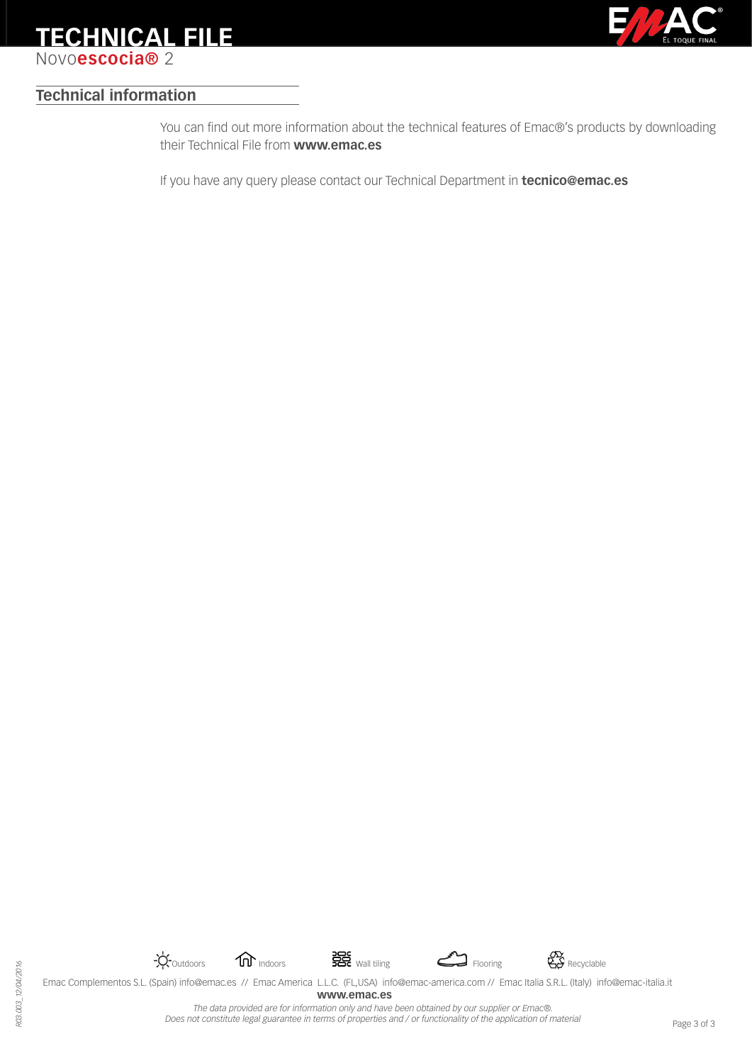## Technical information

You can find out more information about the technical features of Emac®'s products by downloading their Technical File from **www.emac.es**

If you have any query please contact our Technical Department in **tecnico@emac.es**